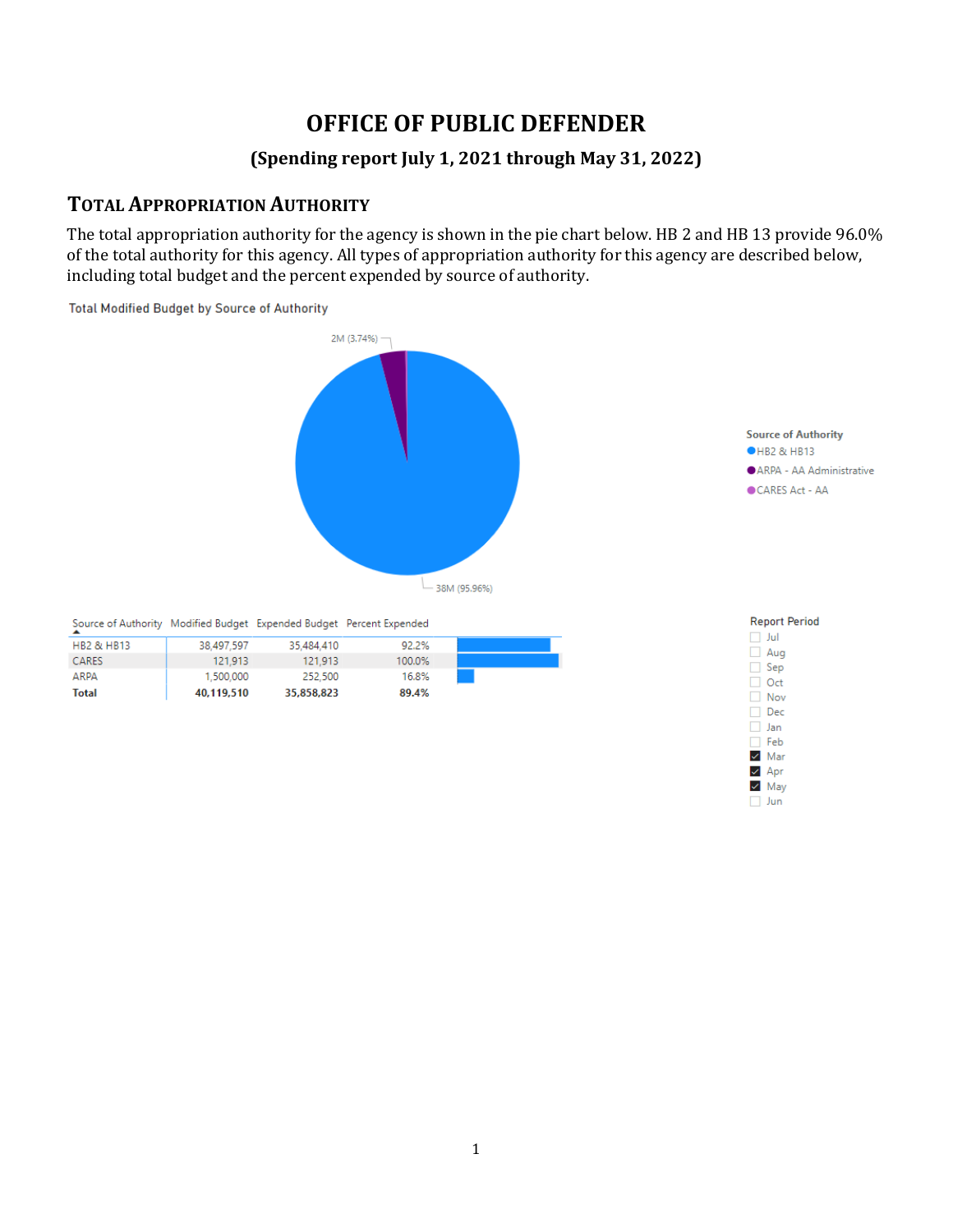# OFFICE OF PUBLIC DEFENDER

## (Spending report July 1, 2021 through May 31, 2022)

## TOTAL APPROPRIATION AUTHORITY

The total appropriation authority for the agency is shown in the pie chart below. HB 2 and HB 13 provide 96.0% of the total authority for this agency. All types of appropriation authority for this agency are described below, including total budget and the percent expended by source of authority.

Total Modified Budget by Source of Authority

2M (3.74%)

38M (95.96%)

Source of Authority
- HB2 & HB13
- ARPA - AA Administrative
- CARES Act - AA

| Source of Authority | Modified Budget | Expended Budget | Percent Expended |
|---|---|---|---|
| HB2 & HB13 | 38,497,597 | 35,484,410 | 92.2% |
| CARES | 121,913 | 121,913 | 100.0% |
| ARPA | 1,500,000 | 252,500 | 16.8% |
| **Total** | **40,119,510** | **35,858,823** | **89.4%** |

Report Period
- [ ] Jul
- [ ] Aug
- [ ] Sep
- [ ] Oct
- [ ] Nov
- [ ] Dec
- [ ] Jan
- [ ] Feb
- [x] Mar
- [x] Apr
- [x] May
- [ ] Jun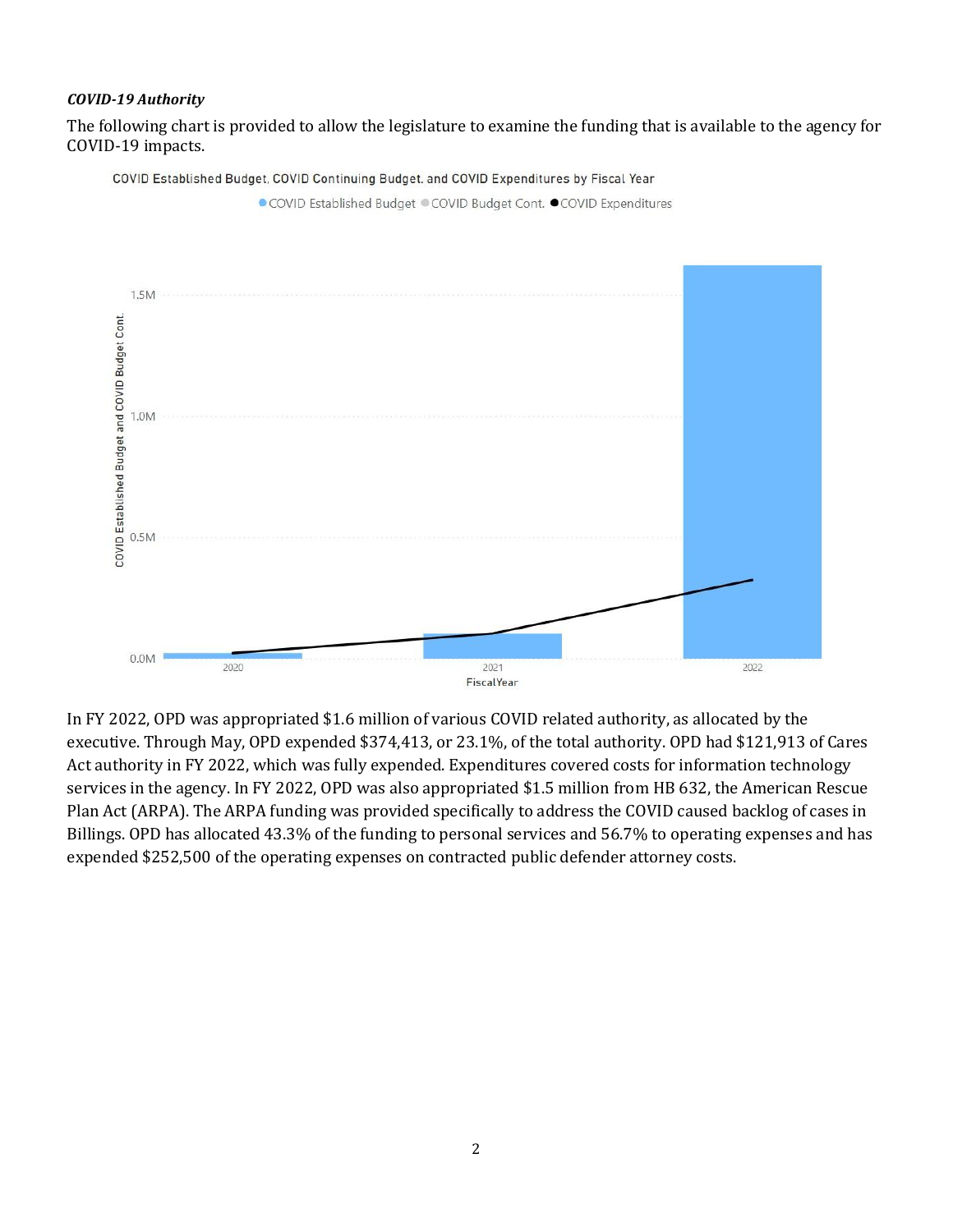### *COVID-19 Authority*

The following chart is provided to allow the legislature to examine the funding that is available to the agency for COVID-19 impacts.

COVID Established Budget, COVID Continuing Budget, and COVID Expenditures by Fiscal Year

COVID Established Budget
COVID Budget Cont.
COVID Expenditures

COVID Established Budget and COVID Budget Cont.

1.5M
1.0M
0.5M
0.0M

2020
2021
2022

FiscalYear

In FY 2022, OPD was appropriated $1.6 million of various COVID related authority, as allocated by the executive. Through May, OPD expended $374,413, or 23.1%, of the total authority. OPD had $121,913 of Cares Act authority in FY 2022, which was fully expended. Expenditures covered costs for information technology services in the agency. In FY 2022, OPD was also appropriated $1.5 million from HB 632, the American Rescue Plan Act (ARPA). The ARPA funding was provided specifically to address the COVID caused backlog of cases in Billings. OPD has allocated 43.3% of the funding to personal services and 56.7% to operating expenses and has expended $252,500 of the operating expenses on contracted public defender attorney costs.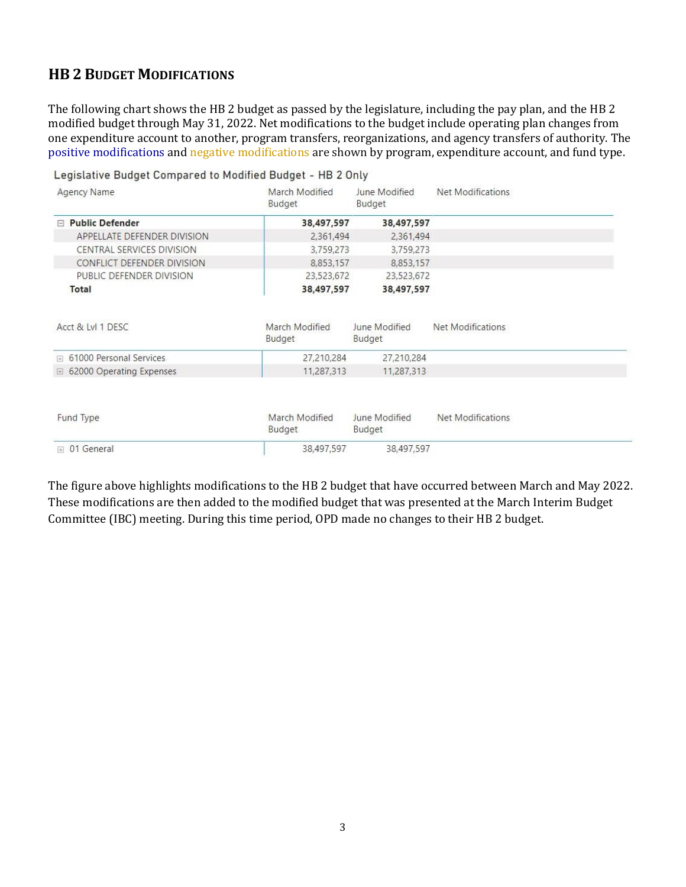## HB 2 BUDGET MODIFICATIONS

The following chart shows the HB 2 budget as passed by the legislature, including the pay plan, and the HB 2 modified budget through May 31, 2022. Net modifications to the budget include operating plan changes from one expenditure account to another, program transfers, reorganizations, and agency transfers of authority. The positive modifications and negative modifications are shown by program, expenditure account, and fund type.

Legislative Budget Compared to Modified Budget - HB 2 Only

| Agency Name | March Modified Budget | June Modified Budget | Net Modifications |
|---|---|---|---|
| **Public Defender** | **38,497,597** | **38,497,597** | |
| APPELLATE DEFENDER DIVISION | 2,361,494 | 2,361,494 | |
| CENTRAL SERVICES DIVISION | 3,759,273 | 3,759,273 | |
| CONFLICT DEFENDER DIVISION | 8,853,157 | 8,853,157 | |
| PUBLIC DEFENDER DIVISION | 23,523,672 | 23,523,672 | |
| **Total** | **38,497,597** | **38,497,597** | |

| Acct & Lvl 1 DESC | March Modified Budget | June Modified Budget | Net Modifications |
|---|---|---|---|
| 61000 Personal Services | 27,210,284 | 27,210,284 | |
| 62000 Operating Expenses | 11,287,313 | 11,287,313 | |

| Fund Type | March Modified Budget | June Modified Budget | Net Modifications |
|---|---|---|---|
| 01 General | 38,497,597 | 38,497,597 | |

The figure above highlights modifications to the HB 2 budget that have occurred between March and May 2022. These modifications are then added to the modified budget that was presented at the March Interim Budget Committee (IBC) meeting. During this time period, OPD made no changes to their HB 2 budget.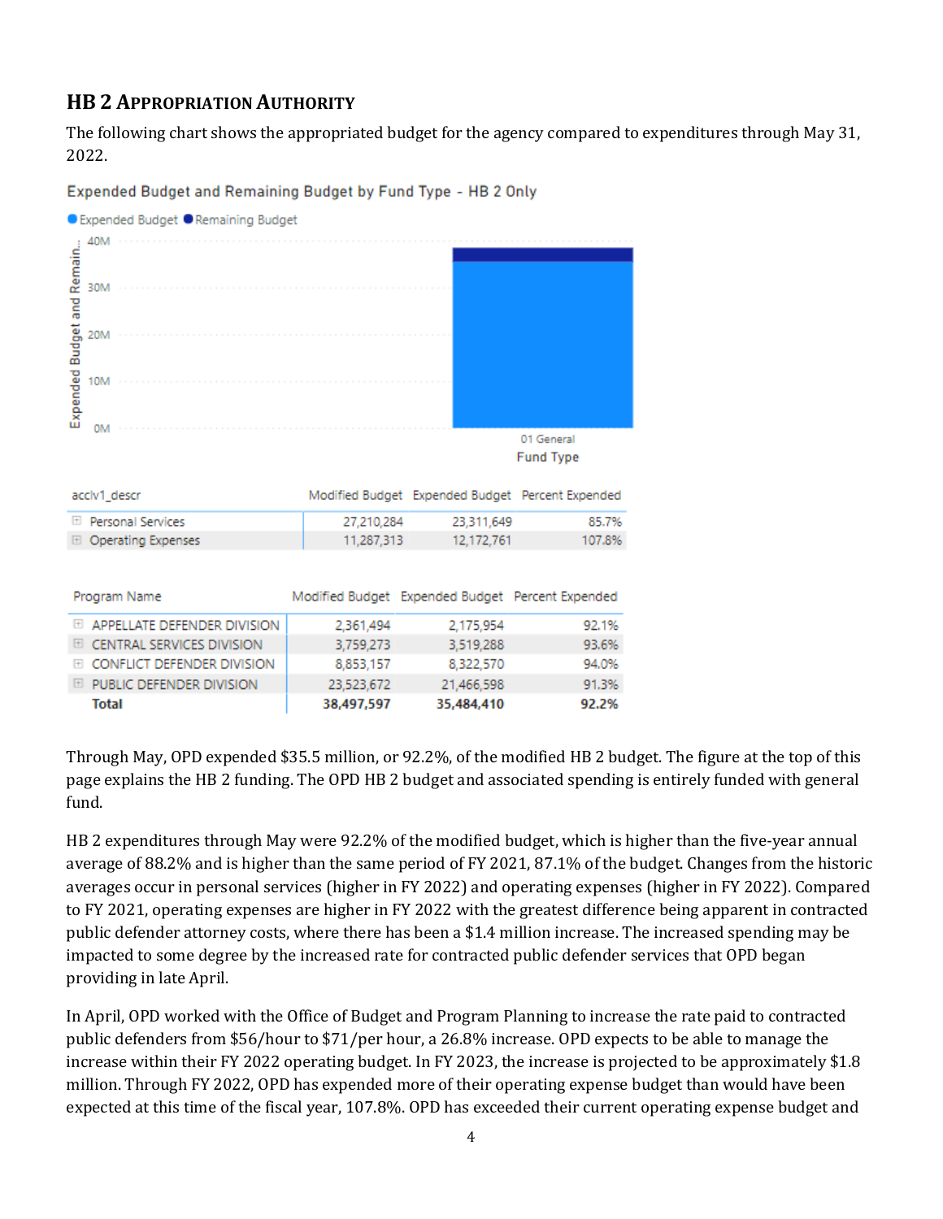## HB 2 Appropriation Authority

The following chart shows the appropriated budget for the agency compared to expenditures through May 31, 2022.

Expended Budget and Remaining Budget by Fund Type - HB 2 Only

Expended Budget  Remaining Budget

40M
30M
20M
10M
0M

Expended Budget and Remain...

01 General

Fund Type

| acclv1_descr | Modified Budget | Expended Budget | Percent Expended |
|---|---|---|---|
| Personal Services | 27,210,284 | 23,311,649 | 85.7% |
| Operating Expenses | 11,287,313 | 12,172,761 | 107.8% |

| Program Name | Modified Budget | Expended Budget | Percent Expended |
|---|---|---|---|
| APPELLATE DEFENDER DIVISION | 2,361,494 | 2,175,954 | 92.1% |
| CENTRAL SERVICES DIVISION | 3,759,273 | 3,519,288 | 93.6% |
| CONFLICT DEFENDER DIVISION | 8,853,157 | 8,322,570 | 94.0% |
| PUBLIC DEFENDER DIVISION | 23,523,672 | 21,466,598 | 91.3% |
| **Total** | **38,497,597** | **35,484,410** | **92.2%** |

Through May, OPD expended $35.5 million, or 92.2%, of the modified HB 2 budget. The figure at the top of this page explains the HB 2 funding. The OPD HB 2 budget and associated spending is entirely funded with general fund.

HB 2 expenditures through May were 92.2% of the modified budget, which is higher than the five-year annual average of 88.2% and is higher than the same period of FY 2021, 87.1% of the budget. Changes from the historic averages occur in personal services (higher in FY 2022) and operating expenses (higher in FY 2022). Compared to FY 2021, operating expenses are higher in FY 2022 with the greatest difference being apparent in contracted public defender attorney costs, where there has been a $1.4 million increase. The increased spending may be impacted to some degree by the increased rate for contracted public defender services that OPD began providing in late April.

In April, OPD worked with the Office of Budget and Program Planning to increase the rate paid to contracted public defenders from $56/hour to $71/per hour, a 26.8% increase. OPD expects to be able to manage the increase within their FY 2022 operating budget. In FY 2023, the increase is projected to be approximately $1.8 million. Through FY 2022, OPD has expended more of their operating expense budget than would have been expected at this time of the fiscal year, 107.8%. OPD has exceeded their current operating expense budget and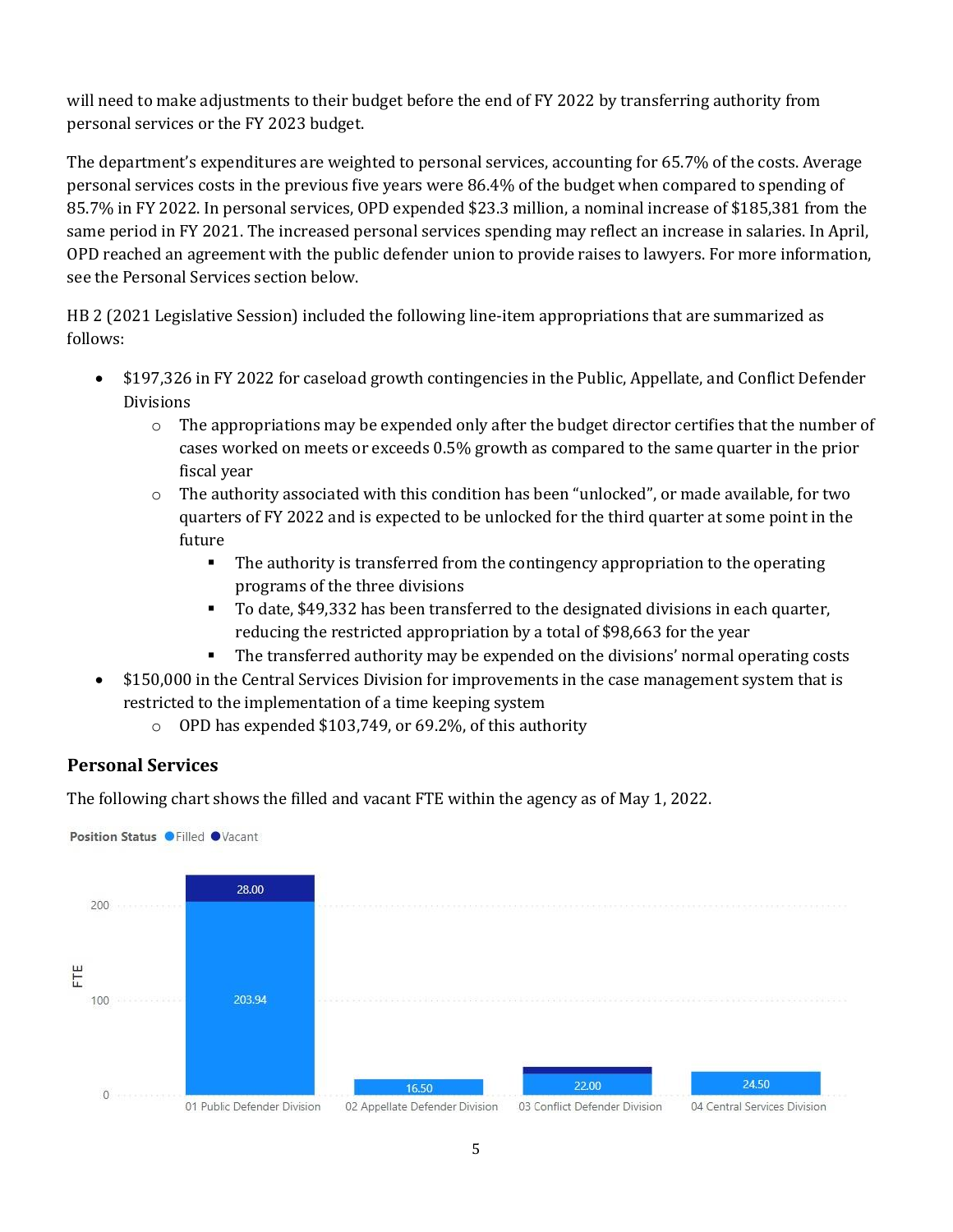will need to make adjustments to their budget before the end of FY 2022 by transferring authority from personal services or the FY 2023 budget.

The department's expenditures are weighted to personal services, accounting for 65.7% of the costs. Average personal services costs in the previous five years were 86.4% of the budget when compared to spending of 85.7% in FY 2022. In personal services, OPD expended $23.3 million, a nominal increase of $185,381 from the same period in FY 2021. The increased personal services spending may reflect an increase in salaries. In April, OPD reached an agreement with the public defender union to provide raises to lawyers. For more information, see the Personal Services section below.

HB 2 (2021 Legislative Session) included the following line-item appropriations that are summarized as follows:

- $197,326 in FY 2022 for caseload growth contingencies in the Public, Appellate, and Conflict Defender Divisions
  - The appropriations may be expended only after the budget director certifies that the number of cases worked on meets or exceeds 0.5% growth as compared to the same quarter in the prior fiscal year
  - The authority associated with this condition has been "unlocked", or made available, for two quarters of FY 2022 and is expected to be unlocked for the third quarter at some point in the future
    - The authority is transferred from the contingency appropriation to the operating programs of the three divisions
    - To date, $49,332 has been transferred to the designated divisions in each quarter, reducing the restricted appropriation by a total of $98,663 for the year
    - The transferred authority may be expended on the divisions' normal operating costs
- $150,000 in the Central Services Division for improvements in the case management system that is restricted to the implementation of a time keeping system
  - OPD has expended $103,749, or 69.2%, of this authority

## Personal Services

The following chart shows the filled and vacant FTE within the agency as of May 1, 2022.

Position Status Filled Vacant

FTE

200

100

0

28.00

203.94

16.50

22.00

24.50

01 Public Defender Division

02 Appellate Defender Division

03 Conflict Defender Division

04 Central Services Division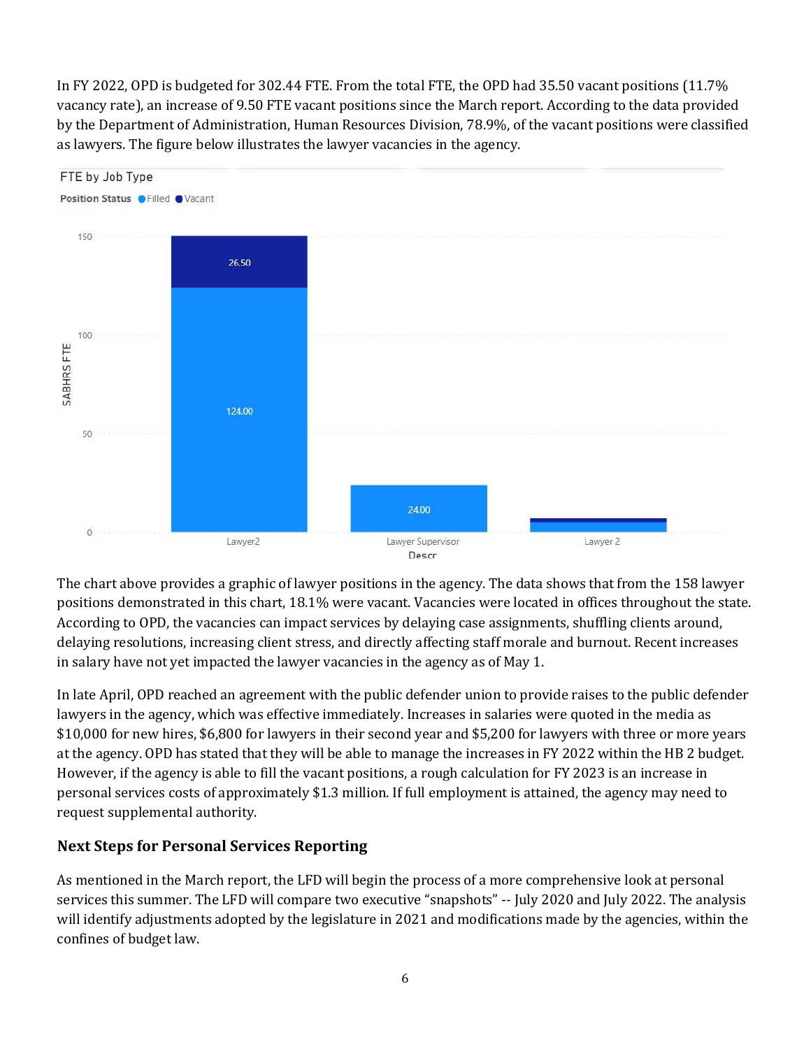In FY 2022, OPD is budgeted for 302.44 FTE. From the total FTE, the OPD had 35.50 vacant positions (11.7% vacancy rate), an increase of 9.50 FTE vacant positions since the March report. According to the data provided by the Department of Administration, Human Resources Division, 78.9%, of the vacant positions were classified as lawyers. The figure below illustrates the lawyer vacancies in the agency.

FTE by Job Type

Position Status Filled Vacant

SABHRS FTE

150
100
50
0

26.50
124.00
24.00

Lawyer2
Lawyer Supervisor
Lawyer 2

Descr

The chart above provides a graphic of lawyer positions in the agency. The data shows that from the 158 lawyer positions demonstrated in this chart, 18.1% were vacant. Vacancies were located in offices throughout the state. According to OPD, the vacancies can impact services by delaying case assignments, shuffling clients around, delaying resolutions, increasing client stress, and directly affecting staff morale and burnout. Recent increases in salary have not yet impacted the lawyer vacancies in the agency as of May 1.

In late April, OPD reached an agreement with the public defender union to provide raises to the public defender lawyers in the agency, which was effective immediately. Increases in salaries were quoted in the media as $10,000 for new hires, $6,800 for lawyers in their second year and $5,200 for lawyers with three or more years at the agency. OPD has stated that they will be able to manage the increases in FY 2022 within the HB 2 budget. However, if the agency is able to fill the vacant positions, a rough calculation for FY 2023 is an increase in personal services costs of approximately $1.3 million. If full employment is attained, the agency may need to request supplemental authority.

## Next Steps for Personal Services Reporting

As mentioned in the March report, the LFD will begin the process of a more comprehensive look at personal services this summer. The LFD will compare two executive "snapshots" -- July 2020 and July 2022. The analysis will identify adjustments adopted by the legislature in 2021 and modifications made by the agencies, within the confines of budget law.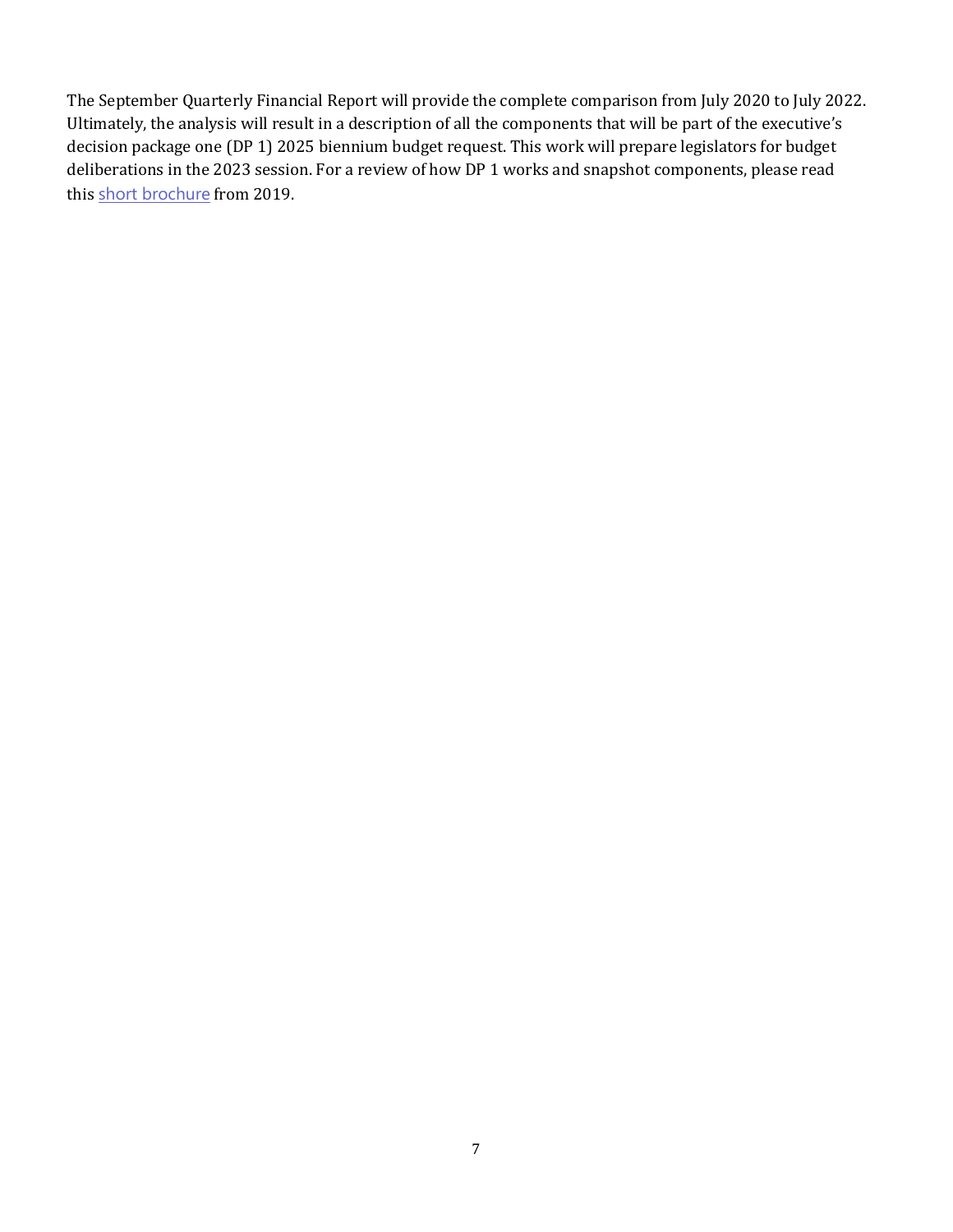The September Quarterly Financial Report will provide the complete comparison from July 2020 to July 2022. Ultimately, the analysis will result in a description of all the components that will be part of the executive's decision package one (DP 1) 2025 biennium budget request. This work will prepare legislators for budget deliberations in the 2023 session. For a review of how DP 1 works and snapshot components, please read this short brochure from 2019.